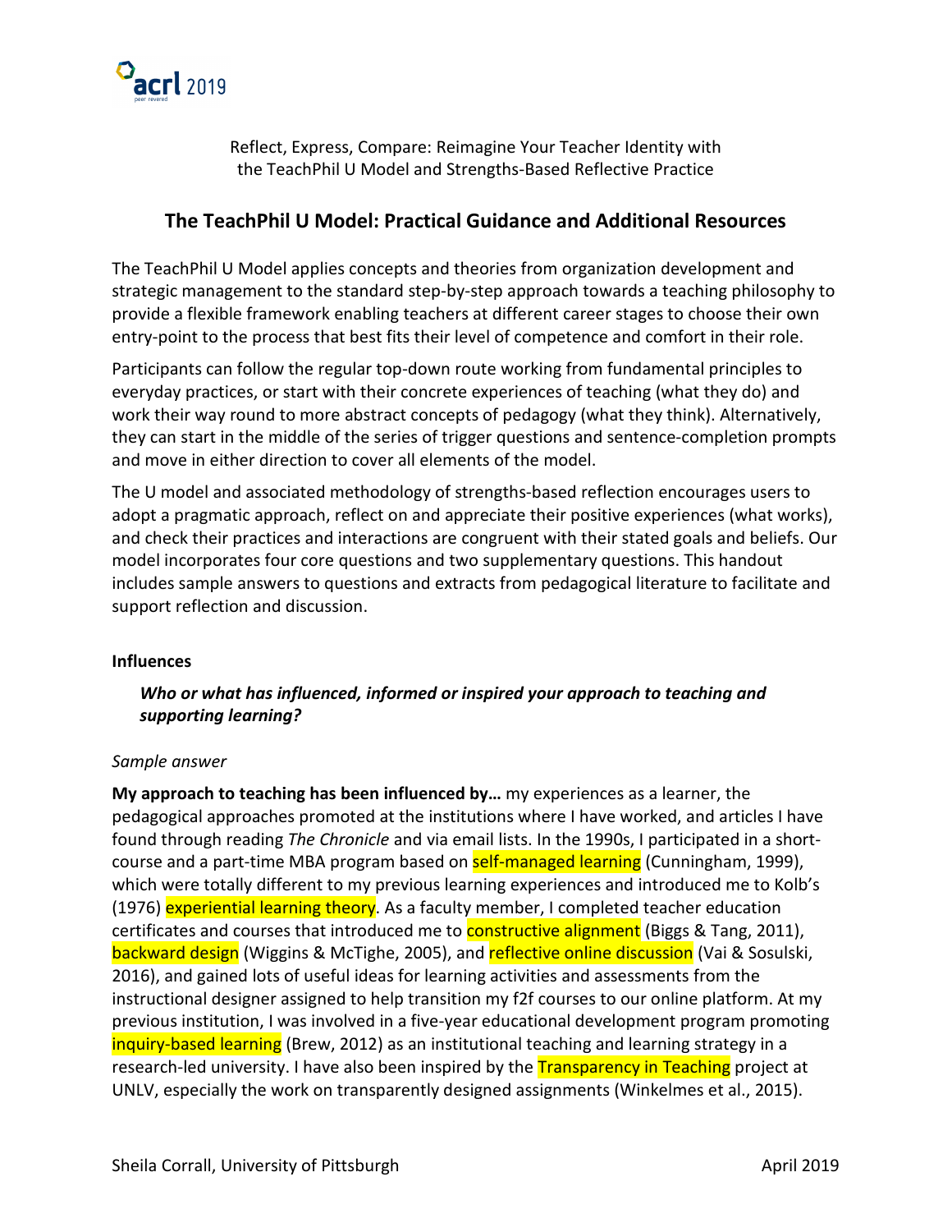Reflect, Express, Compare: Reimagine Your Teacher Identity with the TeachPhil U Model and Strengths-Based Reflective Practice

## The TeachPhil U Model: Practical Guidance and Additional Resources

The TeachPhil U Model applies concepts and theories from organization development and strategic management to the standard step-by-step approach towards a teaching philosophy to provide a flexible framework enabling teachers at different career stages to choose their own entry-point to the process that best fits their level of competence and comfort in their role.

Participants can follow the regular top-down route working from fundamental principles to everyday practices, or start with their concrete experiences of teaching (what they do) and work their way round to more abstract concepts of pedagogy (what they think). Alternatively, they can start in the middle of the series of trigger questions and sentence-completion prompts and move in either direction to cover all elements of the model.

The U model and associated methodology of strengths-based reflection encourages users to adopt a pragmatic approach, reflect on and appreciate their positive experiences (what works), and check their practices and interactions are congruent with their stated goals and beliefs. Our model incorporates four core questions and two supplementary questions. This handout includes sample answers to questions and extracts from pedagogical literature to facilitate and support reflection and discussion.

**Influences**

***Who or what has influenced, informed or inspired your approach to teaching and supporting learning?***

*Sample answer*

**My approach to teaching has been influenced by…** my experiences as a learner, the pedagogical approaches promoted at the institutions where I have worked, and articles I have found through reading *The Chronicle* and via email lists. In the 1990s, I participated in a short-course and a part-time MBA program based on self-managed learning (Cunningham, 1999), which were totally different to my previous learning experiences and introduced me to Kolb's (1976) experiential learning theory. As a faculty member, I completed teacher education certificates and courses that introduced me to constructive alignment (Biggs & Tang, 2011), backward design (Wiggins & McTighe, 2005), and reflective online discussion (Vai & Sosulski, 2016), and gained lots of useful ideas for learning activities and assessments from the instructional designer assigned to help transition my f2f courses to our online platform. At my previous institution, I was involved in a five-year educational development program promoting inquiry-based learning (Brew, 2012) as an institutional teaching and learning strategy in a research-led university. I have also been inspired by the Transparency in Teaching project at UNLV, especially the work on transparently designed assignments (Winkelmes et al., 2015).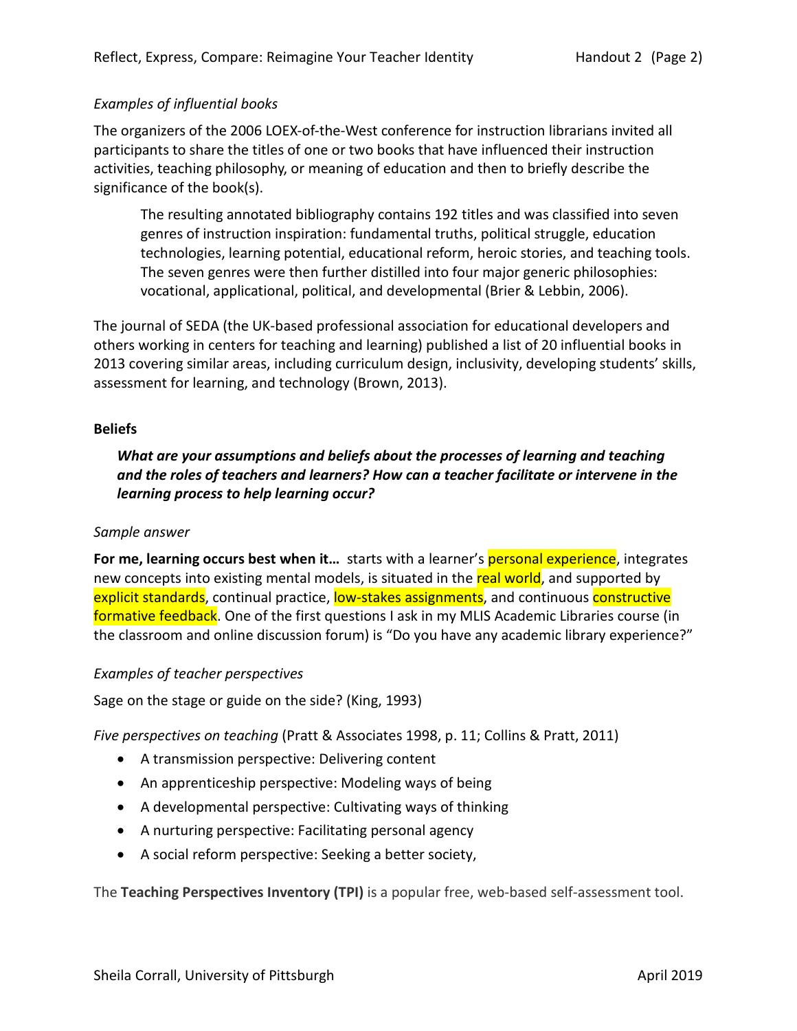*Examples of influential books*

The organizers of the 2006 LOEX-of-the-West conference for instruction librarians invited all participants to share the titles of one or two books that have influenced their instruction activities, teaching philosophy, or meaning of education and then to briefly describe the significance of the book(s).

> The resulting annotated bibliography contains 192 titles and was classified into seven genres of instruction inspiration: fundamental truths, political struggle, education technologies, learning potential, educational reform, heroic stories, and teaching tools. The seven genres were then further distilled into four major generic philosophies: vocational, applicational, political, and developmental (Brier & Lebbin, 2006).

The journal of SEDA (the UK-based professional association for educational developers and others working in centers for teaching and learning) published a list of 20 influential books in 2013 covering similar areas, including curriculum design, inclusivity, developing students' skills, assessment for learning, and technology (Brown, 2013).

**Beliefs**

> ***What are your assumptions and beliefs about the processes of learning and teaching and the roles of teachers and learners? How can a teacher facilitate or intervene in the learning process to help learning occur?***

*Sample answer*

**For me, learning occurs best when it…** starts with a learner's personal experience, integrates new concepts into existing mental models, is situated in the real world, and supported by explicit standards, continual practice, low-stakes assignments, and continuous constructive formative feedback. One of the first questions I ask in my MLIS Academic Libraries course (in the classroom and online discussion forum) is "Do you have any academic library experience?"

*Examples of teacher perspectives*

Sage on the stage or guide on the side? (King, 1993)

*Five perspectives on teaching* (Pratt & Associates 1998, p. 11; Collins & Pratt, 2011)

- A transmission perspective: Delivering content
- An apprenticeship perspective: Modeling ways of being
- A developmental perspective: Cultivating ways of thinking
- A nurturing perspective: Facilitating personal agency
- A social reform perspective: Seeking a better society,

The **Teaching Perspectives Inventory (TPI)** is a popular free, web-based self-assessment tool.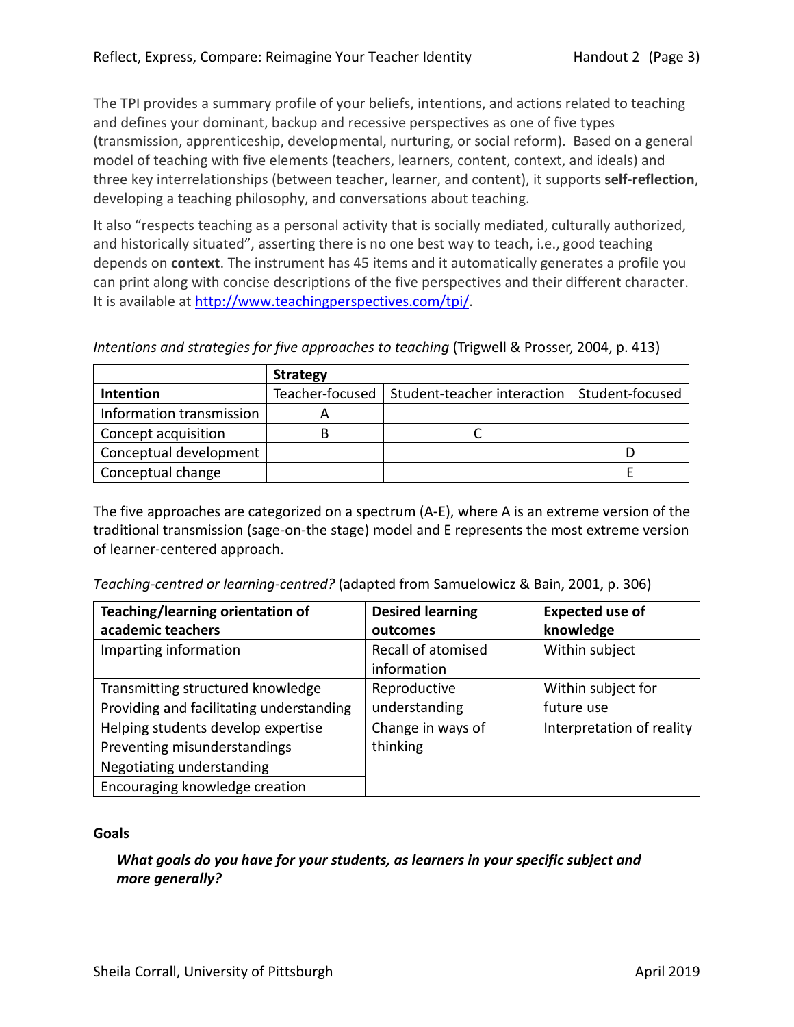The TPI provides a summary profile of your beliefs, intentions, and actions related to teaching and defines your dominant, backup and recessive perspectives as one of five types (transmission, apprenticeship, developmental, nurturing, or social reform). Based on a general model of teaching with five elements (teachers, learners, content, context, and ideals) and three key interrelationships (between teacher, learner, and content), it supports **self-reflection**, developing a teaching philosophy, and conversations about teaching.

It also "respects teaching as a personal activity that is socially mediated, culturally authorized, and historically situated", asserting there is no one best way to teach, i.e., good teaching depends on **context**. The instrument has 45 items and it automatically generates a profile you can print along with concise descriptions of the five perspectives and their different character. It is available at http://www.teachingperspectives.com/tpi/.

*Intentions and strategies for five approaches to teaching* (Trigwell & Prosser, 2004, p. 413)

| | **Strategy** | | |
|---|---|---|---|
| **Intention** | Teacher-focused | Student-teacher interaction | Student-focused |
| Information transmission | A | | |
| Concept acquisition | B | C | |
| Conceptual development | | | D |
| Conceptual change | | | E |

The five approaches are categorized on a spectrum (A-E), where A is an extreme version of the traditional transmission (sage-on-the stage) model and E represents the most extreme version of learner-centered approach.

*Teaching-centred or learning-centred?* (adapted from Samuelowicz & Bain, 2001, p. 306)

| **Teaching/learning orientation of academic teachers** | **Desired learning outcomes** | **Expected use of knowledge** |
|---|---|---|
| Imparting information | Recall of atomised information | Within subject |
| Transmitting structured knowledge | Reproductive understanding | Within subject for future use |
| Providing and facilitating understanding | | |
| Helping students develop expertise | Change in ways of thinking | Interpretation of reality |
| Preventing misunderstandings | | |
| Negotiating understanding | | |
| Encouraging knowledge creation | | |

**Goals**

***What goals do you have for your students, as learners in your specific subject and more generally?***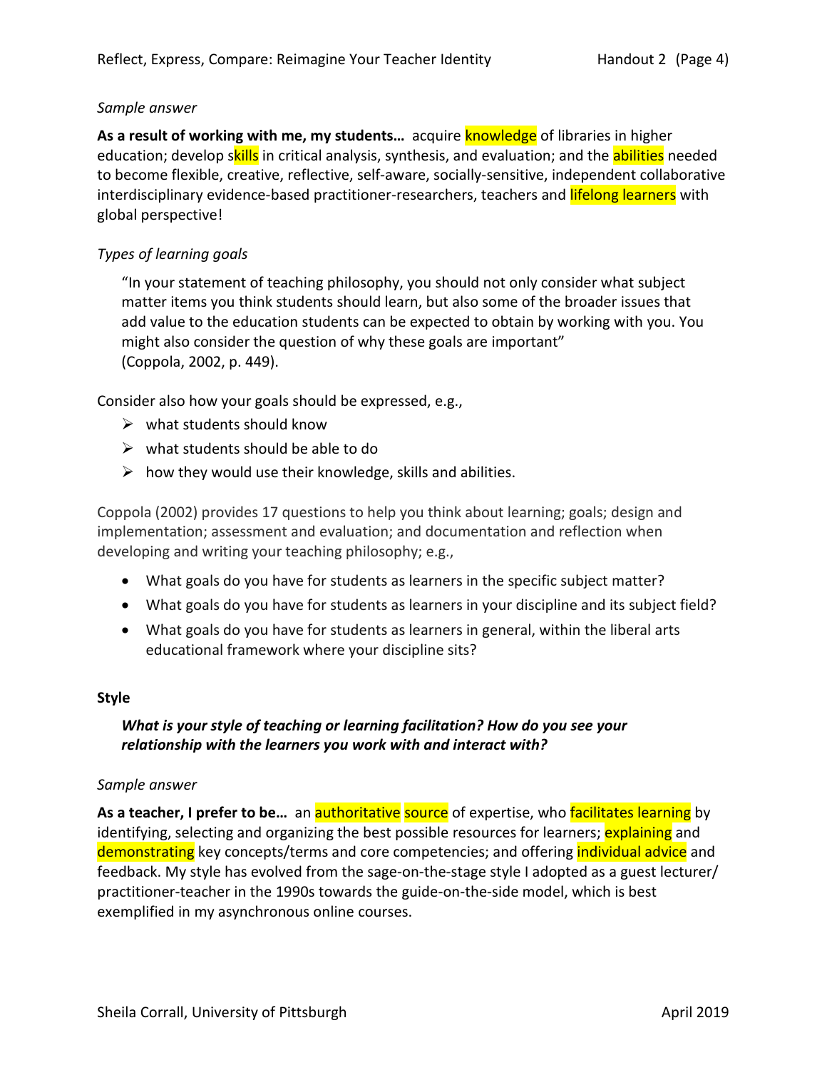*Sample answer*

**As a result of working with me, my students…** acquire knowledge of libraries in higher education; develop skills in critical analysis, synthesis, and evaluation; and the abilities needed to become flexible, creative, reflective, self-aware, socially-sensitive, independent collaborative interdisciplinary evidence-based practitioner-researchers, teachers and lifelong learners with global perspective!

*Types of learning goals*

> "In your statement of teaching philosophy, you should not only consider what subject matter items you think students should learn, but also some of the broader issues that add value to the education students can be expected to obtain by working with you. You might also consider the question of why these goals are important"
> (Coppola, 2002, p. 449).

Consider also how your goals should be expressed, e.g.,

- what students should know
- what students should be able to do
- how they would use their knowledge, skills and abilities.

Coppola (2002) provides 17 questions to help you think about learning; goals; design and implementation; assessment and evaluation; and documentation and reflection when developing and writing your teaching philosophy; e.g.,

- What goals do you have for students as learners in the specific subject matter?
- What goals do you have for students as learners in your discipline and its subject field?
- What goals do you have for students as learners in general, within the liberal arts educational framework where your discipline sits?

**Style**

***What is your style of teaching or learning facilitation? How do you see your relationship with the learners you work with and interact with?***

*Sample answer*

**As a teacher, I prefer to be…** an authoritative source of expertise, who facilitates learning by identifying, selecting and organizing the best possible resources for learners; explaining and demonstrating key concepts/terms and core competencies; and offering individual advice and feedback. My style has evolved from the sage-on-the-stage style I adopted as a guest lecturer/ practitioner-teacher in the 1990s towards the guide-on-the-side model, which is best exemplified in my asynchronous online courses.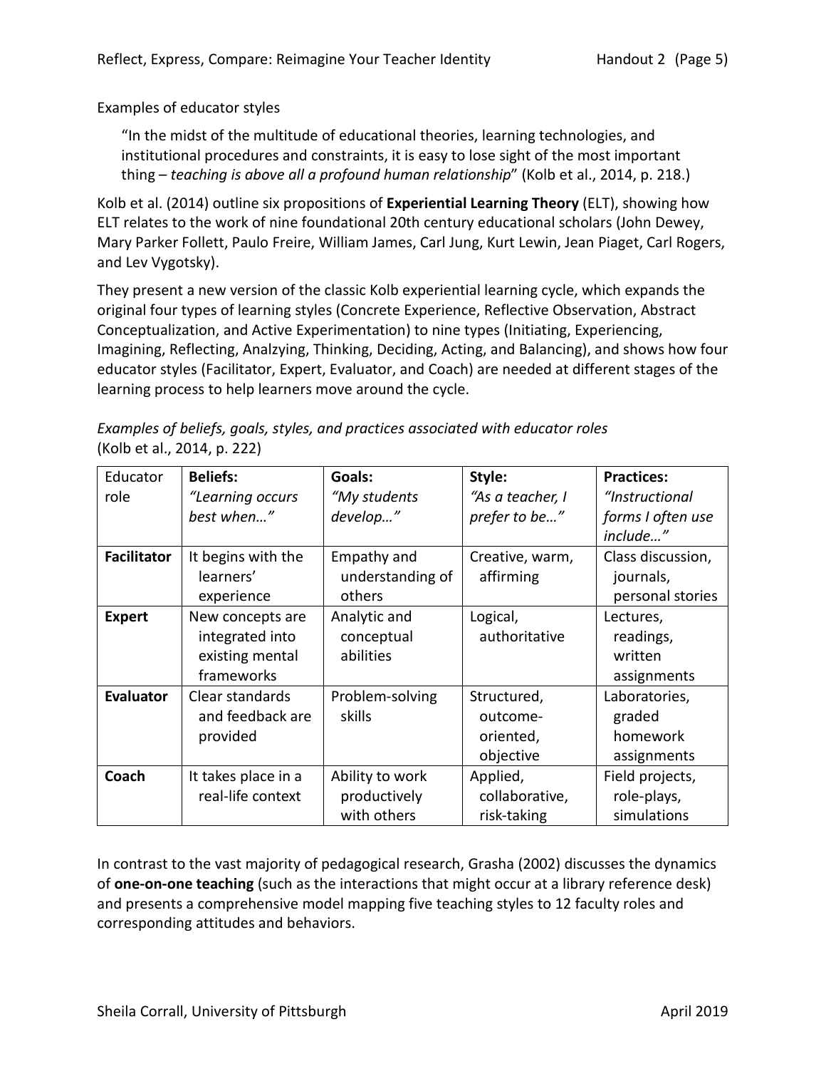Examples of educator styles

> "In the midst of the multitude of educational theories, learning technologies, and institutional procedures and constraints, it is easy to lose sight of the most important thing – *teaching is above all a profound human relationship*" (Kolb et al., 2014, p. 218.)

Kolb et al. (2014) outline six propositions of **Experiential Learning Theory** (ELT), showing how ELT relates to the work of nine foundational 20th century educational scholars (John Dewey, Mary Parker Follett, Paulo Freire, William James, Carl Jung, Kurt Lewin, Jean Piaget, Carl Rogers, and Lev Vygotsky).

They present a new version of the classic Kolb experiential learning cycle, which expands the original four types of learning styles (Concrete Experience, Reflective Observation, Abstract Conceptualization, and Active Experimentation) to nine types (Initiating, Experiencing, Imagining, Reflecting, Analzying, Thinking, Deciding, Acting, and Balancing), and shows how four educator styles (Facilitator, Expert, Evaluator, and Coach) are needed at different stages of the learning process to help learners move around the cycle.

*Examples of beliefs, goals, styles, and practices associated with educator roles* (Kolb et al., 2014, p. 222)

| Educator role | **Beliefs:** *"Learning occurs best when…"* | **Goals:** *"My students develop…"* | **Style:** *"As a teacher, I prefer to be…"* | **Practices:** *"Instructional forms I often use include…"* |
|---|---|---|---|---|
| **Facilitator** | It begins with the learners' experience | Empathy and understanding of others | Creative, warm, affirming | Class discussion, journals, personal stories |
| **Expert** | New concepts are integrated into existing mental frameworks | Analytic and conceptual abilities | Logical, authoritative | Lectures, readings, written assignments |
| **Evaluator** | Clear standards and feedback are provided | Problem-solving skills | Structured, outcome-oriented, objective | Laboratories, graded homework assignments |
| **Coach** | It takes place in a real-life context | Ability to work productively with others | Applied, collaborative, risk-taking | Field projects, role-plays, simulations |

In contrast to the vast majority of pedagogical research, Grasha (2002) discusses the dynamics of **one-on-one teaching** (such as the interactions that might occur at a library reference desk) and presents a comprehensive model mapping five teaching styles to 12 faculty roles and corresponding attitudes and behaviors.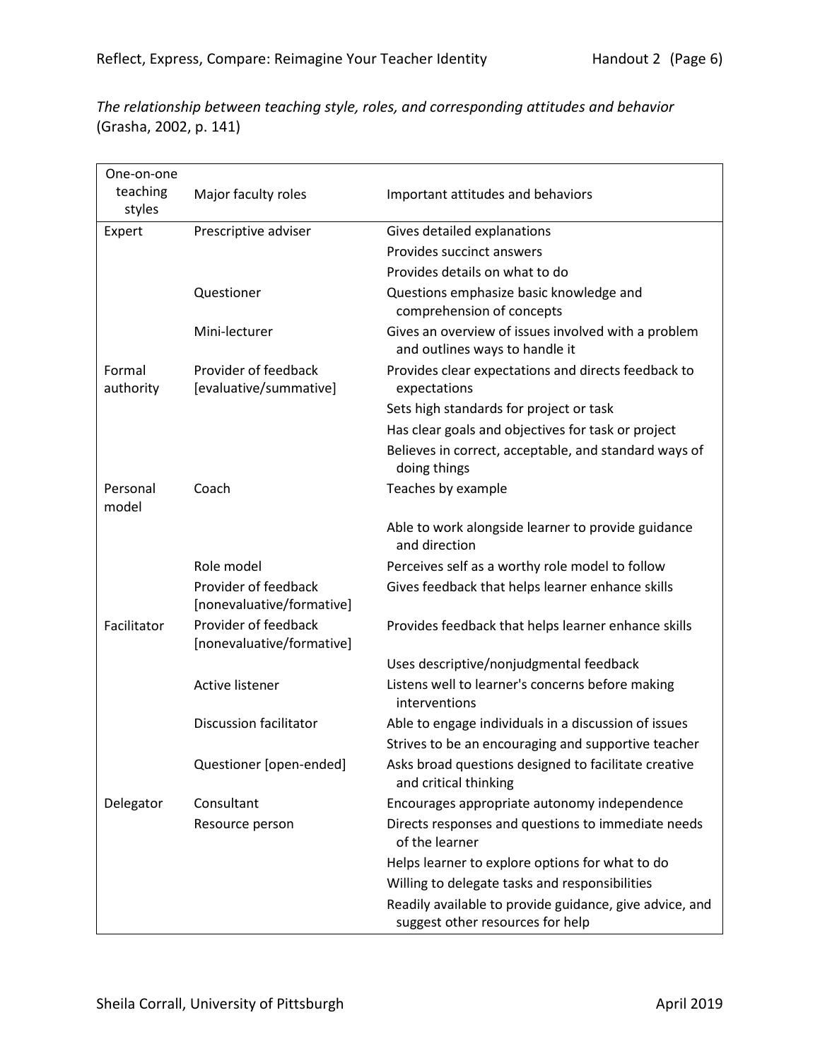*The relationship between teaching style, roles, and corresponding attitudes and behavior* (Grasha, 2002, p. 141)

| One-on-one teaching styles | Major faculty roles | Important attitudes and behaviors |
|---|---|---|
| Expert | Prescriptive adviser | Gives detailed explanations |
| | | Provides succinct answers |
| | | Provides details on what to do |
| | Questioner | Questions emphasize basic knowledge and comprehension of concepts |
| | Mini-lecturer | Gives an overview of issues involved with a problem and outlines ways to handle it |
| Formal authority | Provider of feedback [evaluative/summative] | Provides clear expectations and directs feedback to expectations |
| | | Sets high standards for project or task |
| | | Has clear goals and objectives for task or project |
| | | Believes in correct, acceptable, and standard ways of doing things |
| Personal model | Coach | Teaches by example |
| | | Able to work alongside learner to provide guidance and direction |
| | Role model | Perceives self as a worthy role model to follow |
| | Provider of feedback [nonevaluative/formative] | Gives feedback that helps learner enhance skills |
| Facilitator | Provider of feedback [nonevaluative/formative] | Provides feedback that helps learner enhance skills |
| | | Uses descriptive/nonjudgmental feedback |
| | Active listener | Listens well to learner's concerns before making interventions |
| | Discussion facilitator | Able to engage individuals in a discussion of issues |
| | | Strives to be an encouraging and supportive teacher |
| | Questioner [open-ended] | Asks broad questions designed to facilitate creative and critical thinking |
| Delegator | Consultant | Encourages appropriate autonomy independence |
| | Resource person | Directs responses and questions to immediate needs of the learner |
| | | Helps learner to explore options for what to do |
| | | Willing to delegate tasks and responsibilities |
| | | Readily available to provide guidance, give advice, and suggest other resources for help |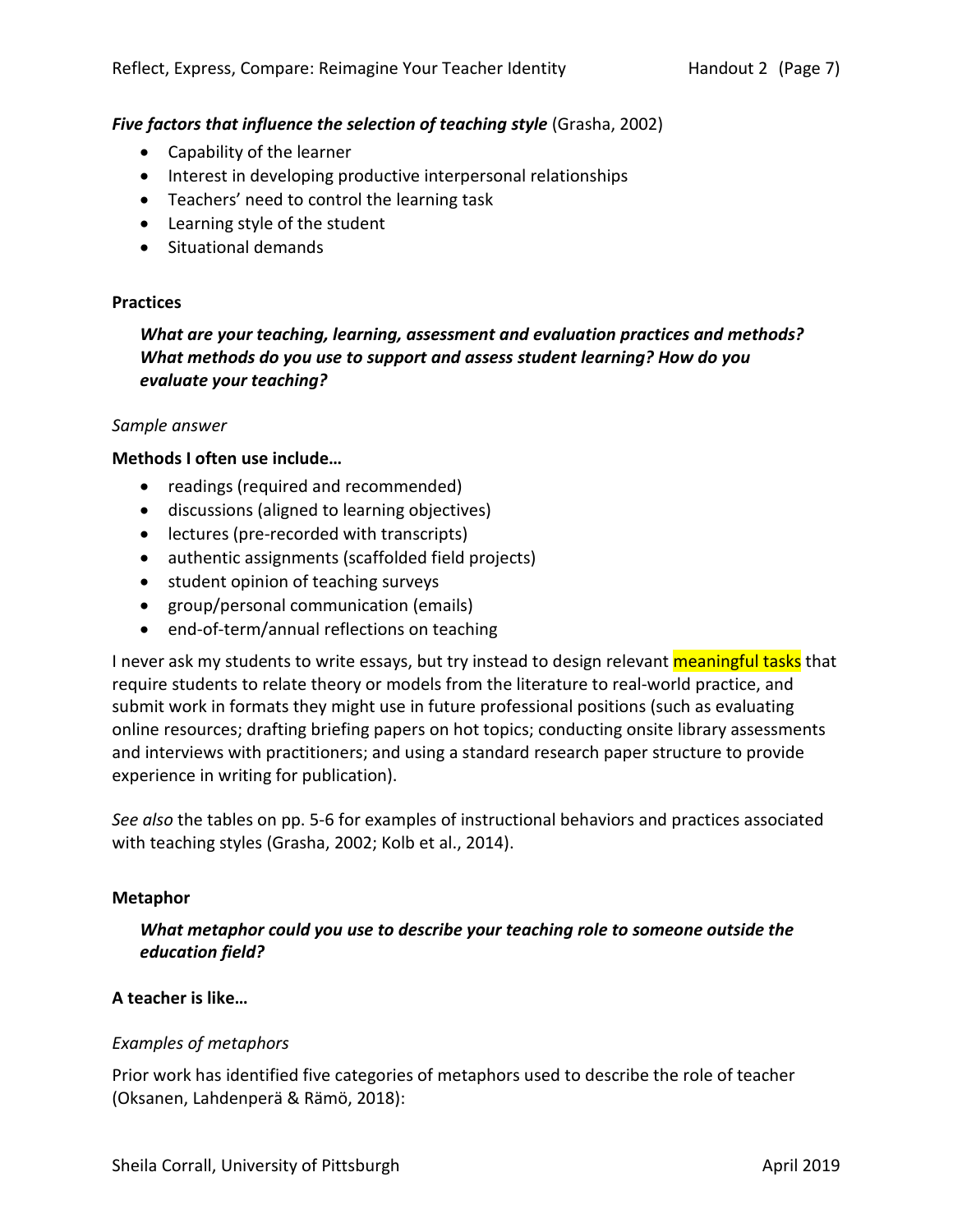***Five factors that influence the selection of teaching style*** (Grasha, 2002)

- Capability of the learner
- Interest in developing productive interpersonal relationships
- Teachers' need to control the learning task
- Learning style of the student
- Situational demands

**Practices**

> ***What are your teaching, learning, assessment and evaluation practices and methods? What methods do you use to support and assess student learning? How do you evaluate your teaching?***

*Sample answer*

**Methods I often use include…**

- readings (required and recommended)
- discussions (aligned to learning objectives)
- lectures (pre-recorded with transcripts)
- authentic assignments (scaffolded field projects)
- student opinion of teaching surveys
- group/personal communication (emails)
- end-of-term/annual reflections on teaching

I never ask my students to write essays, but try instead to design relevant meaningful tasks that require students to relate theory or models from the literature to real-world practice, and submit work in formats they might use in future professional positions (such as evaluating online resources; drafting briefing papers on hot topics; conducting onsite library assessments and interviews with practitioners; and using a standard research paper structure to provide experience in writing for publication).

*See also* the tables on pp. 5-6 for examples of instructional behaviors and practices associated with teaching styles (Grasha, 2002; Kolb et al., 2014).

**Metaphor**

> ***What metaphor could you use to describe your teaching role to someone outside the education field?***

**A teacher is like…**

*Examples of metaphors*

Prior work has identified five categories of metaphors used to describe the role of teacher (Oksanen, Lahdenperä & Rämö, 2018):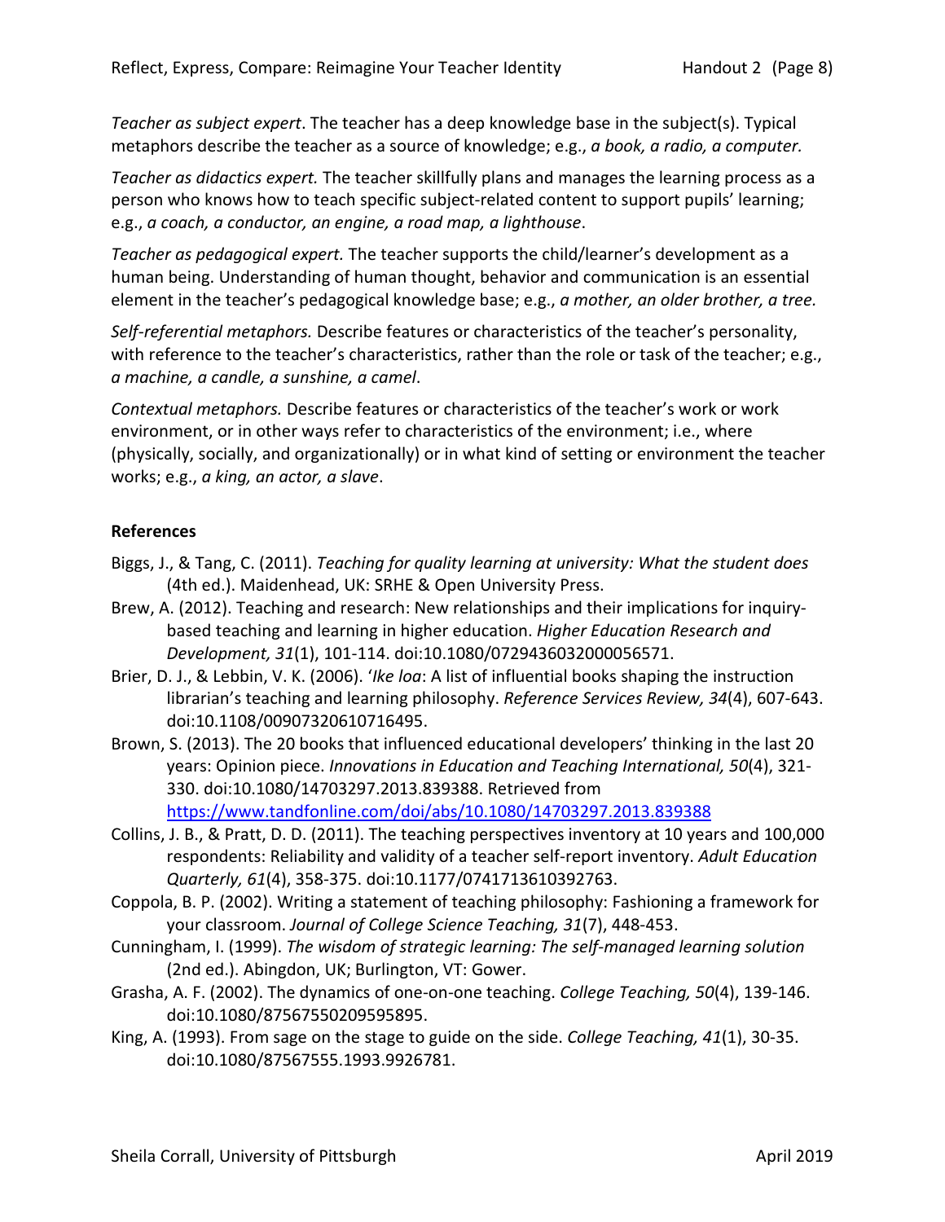*Teacher as subject expert*. The teacher has a deep knowledge base in the subject(s). Typical metaphors describe the teacher as a source of knowledge; e.g., *a book, a radio, a computer.*

*Teacher as didactics expert.* The teacher skillfully plans and manages the learning process as a person who knows how to teach specific subject-related content to support pupils' learning; e.g., *a coach, a conductor, an engine, a road map, a lighthouse*.

*Teacher as pedagogical expert.* The teacher supports the child/learner's development as a human being. Understanding of human thought, behavior and communication is an essential element in the teacher's pedagogical knowledge base; e.g., *a mother, an older brother, a tree.*

*Self-referential metaphors.* Describe features or characteristics of the teacher's personality, with reference to the teacher's characteristics, rather than the role or task of the teacher; e.g., *a machine, a candle, a sunshine, a camel*.

*Contextual metaphors.* Describe features or characteristics of the teacher's work or work environment, or in other ways refer to characteristics of the environment; i.e., where (physically, socially, and organizationally) or in what kind of setting or environment the teacher works; e.g., *a king, an actor, a slave*.

**References**

Biggs, J., & Tang, C. (2011). *Teaching for quality learning at university: What the student does* (4th ed.). Maidenhead, UK: SRHE & Open University Press.

Brew, A. (2012). Teaching and research: New relationships and their implications for inquiry-based teaching and learning in higher education. *Higher Education Research and Development, 31*(1), 101-114. doi:10.1080/0729436032000056571.

Brier, D. J., & Lebbin, V. K. (2006). '*Ike loa*: A list of influential books shaping the instruction librarian's teaching and learning philosophy. *Reference Services Review, 34*(4), 607-643. doi:10.1108/00907320610716495.

Brown, S. (2013). The 20 books that influenced educational developers' thinking in the last 20 years: Opinion piece. *Innovations in Education and Teaching International, 50*(4), 321-330. doi:10.1080/14703297.2013.839388. Retrieved from https://www.tandfonline.com/doi/abs/10.1080/14703297.2013.839388

Collins, J. B., & Pratt, D. D. (2011). The teaching perspectives inventory at 10 years and 100,000 respondents: Reliability and validity of a teacher self-report inventory. *Adult Education Quarterly, 61*(4), 358-375. doi:10.1177/0741713610392763.

Coppola, B. P. (2002). Writing a statement of teaching philosophy: Fashioning a framework for your classroom. *Journal of College Science Teaching, 31*(7), 448-453.

Cunningham, I. (1999). *The wisdom of strategic learning: The self-managed learning solution* (2nd ed.). Abingdon, UK; Burlington, VT: Gower.

Grasha, A. F. (2002). The dynamics of one-on-one teaching. *College Teaching, 50*(4), 139-146. doi:10.1080/87567550209595895.

King, A. (1993). From sage on the stage to guide on the side. *College Teaching, 41*(1), 30-35. doi:10.1080/87567555.1993.9926781.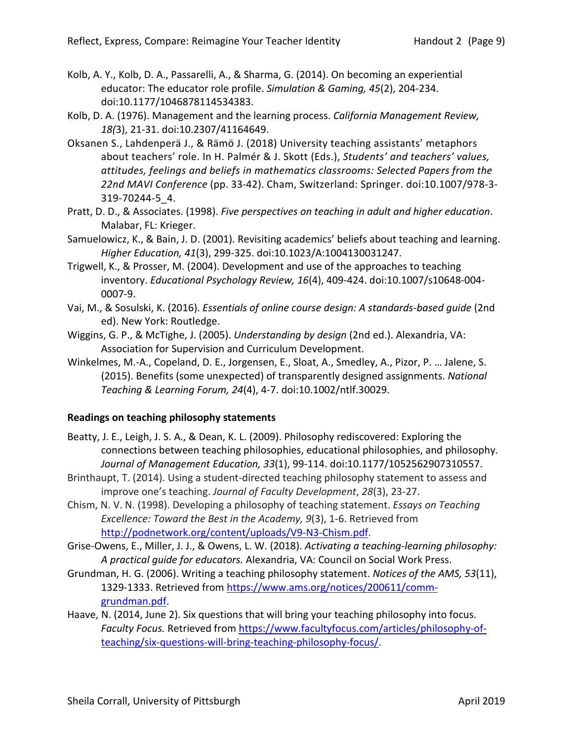Kolb, A. Y., Kolb, D. A., Passarelli, A., & Sharma, G. (2014). On becoming an experiential educator: The educator role profile. *Simulation & Gaming, 45*(2), 204-234. doi:10.1177/1046878114534383.

Kolb, D. A. (1976). Management and the learning process. *California Management Review, 18(*3), 21-31. doi:10.2307/41164649.

Oksanen S., Lahdenperä J., & Rämö J. (2018) University teaching assistants' metaphors about teachers' role. In H. Palmér & J. Skott (Eds.), *Students' and teachers' values, attitudes, feelings and beliefs in mathematics classrooms: Selected Papers from the 22nd MAVI Conference* (pp. 33-42). Cham, Switzerland: Springer. doi:10.1007/978-3-319-70244-5_4.

Pratt, D. D., & Associates. (1998). *Five perspectives on teaching in adult and higher education*. Malabar, FL: Krieger.

Samuelowicz, K., & Bain, J. D. (2001). Revisiting academics' beliefs about teaching and learning. *Higher Education, 41*(3), 299-325. doi:10.1023/A:1004130031247.

Trigwell, K., & Prosser, M. (2004). Development and use of the approaches to teaching inventory. *Educational Psychology Review, 16*(4), 409-424. doi:10.1007/s10648-004-0007-9.

Vai, M., & Sosulski, K. (2016). *Essentials of online course design: A standards-based guide* (2nd ed). New York: Routledge.

Wiggins, G. P., & McTighe, J. (2005). *Understanding by design* (2nd ed.). Alexandria, VA: Association for Supervision and Curriculum Development.

Winkelmes, M.-A., Copeland, D. E., Jorgensen, E., Sloat, A., Smedley, A., Pizor, P. … Jalene, S. (2015). Benefits (some unexpected) of transparently designed assignments. *National Teaching & Learning Forum, 24*(4), 4-7. doi:10.1002/ntlf.30029.

**Readings on teaching philosophy statements**

Beatty, J. E., Leigh, J. S. A., & Dean, K. L. (2009). Philosophy rediscovered: Exploring the connections between teaching philosophies, educational philosophies, and philosophy. *Journal of Management Education, 33*(1), 99-114. doi:10.1177/1052562907310557.

Brinthaupt, T. (2014). Using a student-directed teaching philosophy statement to assess and improve one's teaching. *Journal of Faculty Development*, *28*(3), 23-27.

Chism, N. V. N. (1998). Developing a philosophy of teaching statement. *Essays on Teaching Excellence: Toward the Best in the Academy, 9*(3), 1-6. Retrieved from http://podnetwork.org/content/uploads/V9-N3-Chism.pdf.

Grise-Owens, E., Miller, J. J., & Owens, L. W. (2018). *Activating a teaching-learning philosophy: A practical guide for educators.* Alexandria, VA: Council on Social Work Press.

Grundman, H. G. (2006). Writing a teaching philosophy statement. *Notices of the AMS, 53*(11), 1329-1333. Retrieved from https://www.ams.org/notices/200611/comm-grundman.pdf.

Haave, N. (2014, June 2). Six questions that will bring your teaching philosophy into focus. *Faculty Focus.* Retrieved from https://www.facultyfocus.com/articles/philosophy-of-teaching/six-questions-will-bring-teaching-philosophy-focus/.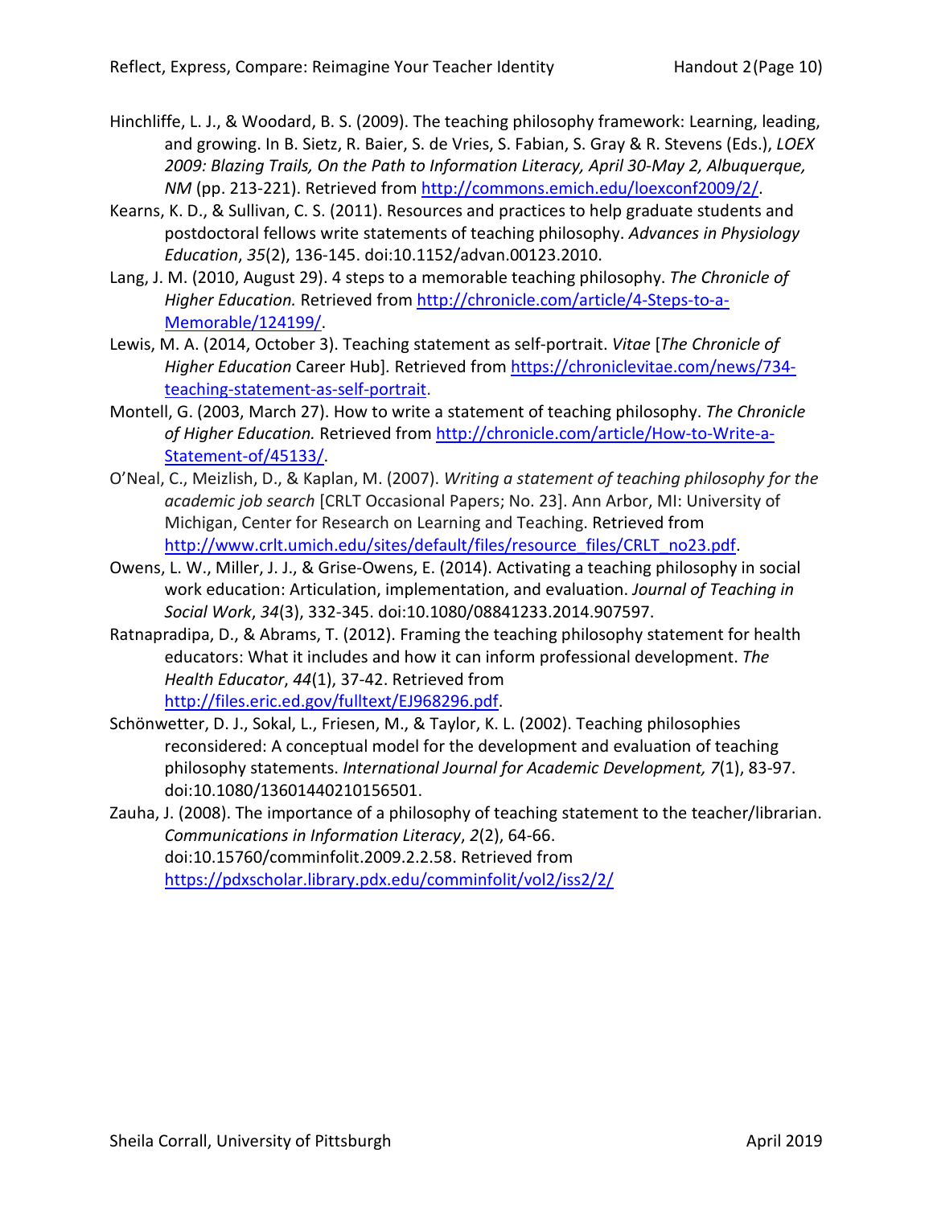Hinchliffe, L. J., & Woodard, B. S. (2009). The teaching philosophy framework: Learning, leading, and growing. In B. Sietz, R. Baier, S. de Vries, S. Fabian, S. Gray & R. Stevens (Eds.), *LOEX 2009: Blazing Trails, On the Path to Information Literacy, April 30-May 2, Albuquerque, NM* (pp. 213-221). Retrieved from http://commons.emich.edu/loexconf2009/2/.

Kearns, K. D., & Sullivan, C. S. (2011). Resources and practices to help graduate students and postdoctoral fellows write statements of teaching philosophy. *Advances in Physiology Education*, *35*(2), 136-145. doi:10.1152/advan.00123.2010.

Lang, J. M. (2010, August 29). 4 steps to a memorable teaching philosophy. *The Chronicle of Higher Education.* Retrieved from http://chronicle.com/article/4-Steps-to-a-Memorable/124199/.

Lewis, M. A. (2014, October 3). Teaching statement as self-portrait. *Vitae* [*The Chronicle of Higher Education* Career Hub]. Retrieved from https://chroniclevitae.com/news/734-teaching-statement-as-self-portrait.

Montell, G. (2003, March 27). How to write a statement of teaching philosophy. *The Chronicle of Higher Education.* Retrieved from http://chronicle.com/article/How-to-Write-a-Statement-of/45133/.

O'Neal, C., Meizlish, D., & Kaplan, M. (2007). *Writing a statement of teaching philosophy for the academic job search* [CRLT Occasional Papers; No. 23]. Ann Arbor, MI: University of Michigan, Center for Research on Learning and Teaching. Retrieved from http://www.crlt.umich.edu/sites/default/files/resource_files/CRLT_no23.pdf.

Owens, L. W., Miller, J. J., & Grise-Owens, E. (2014). Activating a teaching philosophy in social work education: Articulation, implementation, and evaluation. *Journal of Teaching in Social Work*, *34*(3), 332-345. doi:10.1080/08841233.2014.907597.

Ratnapradipa, D., & Abrams, T. (2012). Framing the teaching philosophy statement for health educators: What it includes and how it can inform professional development. *The Health Educator*, *44*(1), 37-42. Retrieved from http://files.eric.ed.gov/fulltext/EJ968296.pdf.

Schönwetter, D. J., Sokal, L., Friesen, M., & Taylor, K. L. (2002). Teaching philosophies reconsidered: A conceptual model for the development and evaluation of teaching philosophy statements. *International Journal for Academic Development, 7*(1), 83-97. doi:10.1080/13601440210156501.

Zauha, J. (2008). The importance of a philosophy of teaching statement to the teacher/librarian. *Communications in Information Literacy*, *2*(2), 64-66. doi:10.15760/comminfolit.2009.2.2.58. Retrieved from https://pdxscholar.library.pdx.edu/comminfolit/vol2/iss2/2/